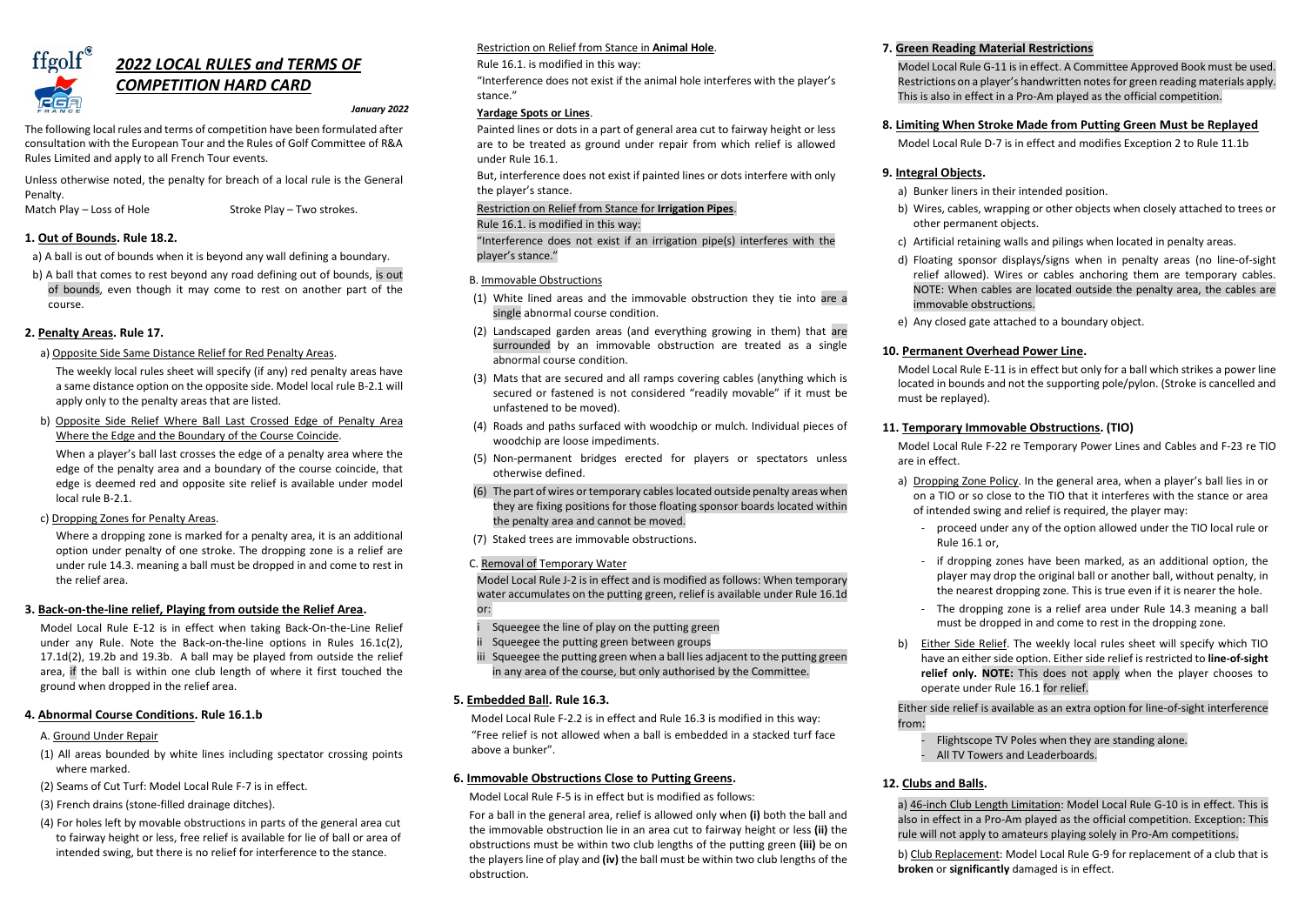# 2022 LOCAL RULES and TERMS OF COMPETITION HARD CARD

*January 2022*

The following local rules and terms of competition have been formulated after consultation with the European Tour and the Rules of Golf Committee of R&A Rules Limited and apply to all French Tour events.

Unless otherwise noted, the penalty for breach of a local rule is the General Penalty.
Match Play – Loss of Hole   Stroke Play – Two strokes.

## 1. Out of Bounds. Rule 18.2.

a) A ball is out of bounds when it is beyond any wall defining a boundary.

b) A ball that comes to rest beyond any road defining out of bounds, is out of bounds, even though it may come to rest on another part of the course.

## 2. Penalty Areas. Rule 17.

a) Opposite Side Same Distance Relief for Red Penalty Areas.

The weekly local rules sheet will specify (if any) red penalty areas have a same distance option on the opposite side. Model local rule B-2.1 will apply only to the penalty areas that are listed.

b) Opposite Side Relief Where Ball Last Crossed Edge of Penalty Area Where the Edge and the Boundary of the Course Coincide.

When a player's ball last crosses the edge of a penalty area where the edge of the penalty area and a boundary of the course coincide, that edge is deemed red and opposite site relief is available under model local rule B-2.1.

c) Dropping Zones for Penalty Areas.

Where a dropping zone is marked for a penalty area, it is an additional option under penalty of one stroke. The dropping zone is a relief are under rule 14.3. meaning a ball must be dropped in and come to rest in the relief area.

## 3. Back-on-the-line relief, Playing from outside the Relief Area.

Model Local Rule E-12 is in effect when taking Back-On-the-Line Relief under any Rule. Note the Back-on-the-line options in Rules 16.1c(2), 17.1d(2), 19.2b and 19.3b. A ball may be played from outside the relief area, if the ball is within one club length of where it first touched the ground when dropped in the relief area.

## 4. Abnormal Course Conditions. Rule 16.1.b

A. Ground Under Repair

(1) All areas bounded by white lines including spectator crossing points where marked.

(2) Seams of Cut Turf: Model Local Rule F-7 is in effect.

(3) French drains (stone-filled drainage ditches).

(4) For holes left by movable obstructions in parts of the general area cut to fairway height or less, free relief is available for lie of ball or area of intended swing, but there is no relief for interference to the stance.

Restriction on Relief from Stance in **Animal Hole**.

Rule 16.1. is modified in this way:

"Interference does not exist if the animal hole interferes with the player's stance."

**Yardage Spots or Lines**.

Painted lines or dots in a part of general area cut to fairway height or less are to be treated as ground under repair from which relief is allowed under Rule 16.1.

But, interference does not exist if painted lines or dots interfere with only the player's stance.

Restriction on Relief from Stance for **Irrigation Pipes**.

Rule 16.1. is modified in this way:

"Interference does not exist if an irrigation pipe(s) interferes with the player's stance."

B. Immovable Obstructions

(1) White lined areas and the immovable obstruction they tie into are a single abnormal course condition.

(2) Landscaped garden areas (and everything growing in them) that are surrounded by an immovable obstruction are treated as a single abnormal course condition.

(3) Mats that are secured and all ramps covering cables (anything which is secured or fastened is not considered "readily movable" if it must be unfastened to be moved).

(4) Roads and paths surfaced with woodchip or mulch. Individual pieces of woodchip are loose impediments.

(5) Non-permanent bridges erected for players or spectators unless otherwise defined.

(6) The part of wires or temporary cables located outside penalty areas when they are fixing positions for those floating sponsor boards located within the penalty area and cannot be moved.

(7) Staked trees are immovable obstructions.

C. Removal of Temporary Water

Model Local Rule J-2 is in effect and is modified as follows: When temporary water accumulates on the putting green, relief is available under Rule 16.1d or:

i Squeegee the line of play on the putting green

ii Squeegee the putting green between groups

iii Squeegee the putting green when a ball lies adjacent to the putting green in any area of the course, but only authorised by the Committee.

## 5. Embedded Ball. Rule 16.3.

Model Local Rule F-2.2 is in effect and Rule 16.3 is modified in this way:
"Free relief is not allowed when a ball is embedded in a stacked turf face above a bunker".

## 6. Immovable Obstructions Close to Putting Greens.

Model Local Rule F-5 is in effect but is modified as follows:

For a ball in the general area, relief is allowed only when **(i)** both the ball and the immovable obstruction lie in an area cut to fairway height or less **(ii)** the obstructions must be within two club lengths of the putting green **(iii)** be on the players line of play and **(iv)** the ball must be within two club lengths of the obstruction.

## 7. Green Reading Material Restrictions

Model Local Rule G-11 is in effect. A Committee Approved Book must be used. Restrictions on a player's handwritten notes for green reading materials apply. This is also in effect in a Pro-Am played as the official competition.

## 8. Limiting When Stroke Made from Putting Green Must be Replayed

Model Local Rule D-7 is in effect and modifies Exception 2 to Rule 11.1b

## 9. Integral Objects.

a) Bunker liners in their intended position.

b) Wires, cables, wrapping or other objects when closely attached to trees or other permanent objects.

c) Artificial retaining walls and pilings when located in penalty areas.

d) Floating sponsor displays/signs when in penalty areas (no line-of-sight relief allowed). Wires or cables anchoring them are temporary cables. NOTE: When cables are located outside the penalty area, the cables are immovable obstructions.

e) Any closed gate attached to a boundary object.

## 10. Permanent Overhead Power Line.

Model Local Rule E-11 is in effect but only for a ball which strikes a power line located in bounds and not the supporting pole/pylon. (Stroke is cancelled and must be replayed).

## 11. Temporary Immovable Obstructions. (TIO)

Model Local Rule F-22 re Temporary Power Lines and Cables and F-23 re TIO are in effect.

a) Dropping Zone Policy. In the general area, when a player's ball lies in or on a TIO or so close to the TIO that it interferes with the stance or area of intended swing and relief is required, the player may:

- proceed under any of the option allowed under the TIO local rule or Rule 16.1 or,
- if dropping zones have been marked, as an additional option, the player may drop the original ball or another ball, without penalty, in the nearest dropping zone. This is true even if it is nearer the hole.
- The dropping zone is a relief area under Rule 14.3 meaning a ball must be dropped in and come to rest in the dropping zone.

b) Either Side Relief. The weekly local rules sheet will specify which TIO have an either side option. Either side relief is restricted to **line-of-sight relief only. NOTE:** This does not apply when the player chooses to operate under Rule 16.1 for relief.

Either side relief is available as an extra option for line-of-sight interference from:

- Flightscope TV Poles when they are standing alone.
- All TV Towers and Leaderboards.

## 12. Clubs and Balls.

a) 46-inch Club Length Limitation: Model Local Rule G-10 is in effect. This is also in effect in a Pro-Am played as the official competition. Exception: This rule will not apply to amateurs playing solely in Pro-Am competitions.

b) Club Replacement: Model Local Rule G-9 for replacement of a club that is **broken** or **significantly** damaged is in effect.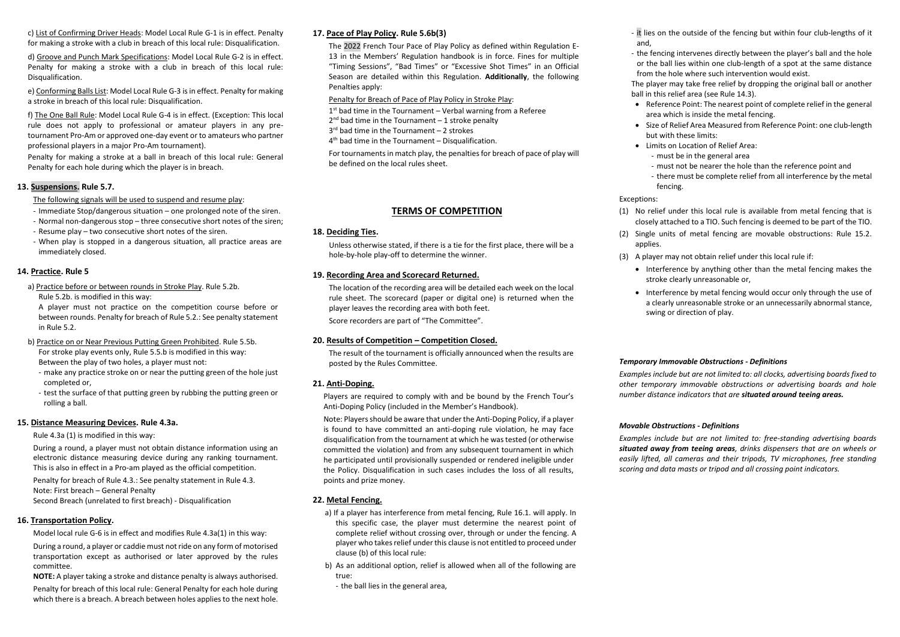c) List of Confirming Driver Heads: Model Local Rule G-1 is in effect. Penalty for making a stroke with a club in breach of this local rule: Disqualification.

d) Groove and Punch Mark Specifications: Model Local Rule G-2 is in effect. Penalty for making a stroke with a club in breach of this local rule: Disqualification.

e) Conforming Balls List: Model Local Rule G-3 is in effect. Penalty for making a stroke in breach of this local rule: Disqualification.

f) The One Ball Rule: Model Local Rule G-4 is in effect. (Exception: This local rule does not apply to professional or amateur players in any pre-tournament Pro-Am or approved one-day event or to amateurs who partner professional players in a major Pro-Am tournament).

Penalty for making a stroke at a ball in breach of this local rule: General Penalty for each hole during which the player is in breach.

### 13. Suspensions. Rule 5.7.

The following signals will be used to suspend and resume play:

- Immediate Stop/dangerous situation – one prolonged note of the siren.
- Normal non-dangerous stop – three consecutive short notes of the siren;
- Resume play – two consecutive short notes of the siren.
- When play is stopped in a dangerous situation, all practice areas are immediately closed.

### 14. Practice. Rule 5

a) Practice before or between rounds in Stroke Play. Rule 5.2b.

Rule 5.2b. is modified in this way:

A player must not practice on the competition course before or between rounds. Penalty for breach of Rule 5.2.: See penalty statement in Rule 5.2.

b) Practice on or Near Previous Putting Green Prohibited. Rule 5.5b.

For stroke play events only, Rule 5.5.b is modified in this way:

Between the play of two holes, a player must not:

- make any practice stroke on or near the putting green of the hole just completed or,
- test the surface of that putting green by rubbing the putting green or rolling a ball.

### 15. Distance Measuring Devices. Rule 4.3a.

Rule 4.3a (1) is modified in this way:

During a round, a player must not obtain distance information using an electronic distance measuring device during any ranking tournament. This is also in effect in a Pro-am played as the official competition.

Penalty for breach of Rule 4.3.: See penalty statement in Rule 4.3.

Note: First breach – General Penalty

Second Breach (unrelated to first breach) - Disqualification

### 16. Transportation Policy.

Model local rule G-6 is in effect and modifies Rule 4.3a(1) in this way:

During a round, a player or caddie must not ride on any form of motorised transportation except as authorised or later approved by the rules committee.

**NOTE:** A player taking a stroke and distance penalty is always authorised.

Penalty for breach of this local rule: General Penalty for each hole during which there is a breach. A breach between holes applies to the next hole.

### 17. Pace of Play Policy. Rule 5.6b(3)

The 2022 French Tour Pace of Play Policy as defined within Regulation E-13 in the Members' Regulation handbook is in force. Fines for multiple "Timing Sessions", "Bad Times" or "Excessive Shot Times" in an Official Season are detailed within this Regulation. **Additionally**, the following Penalties apply:

Penalty for Breach of Pace of Play Policy in Stroke Play:

1st bad time in the Tournament – Verbal warning from a Referee
2nd bad time in the Tournament – 1 stroke penalty
3rd bad time in the Tournament – 2 strokes
4th bad time in the Tournament – Disqualification.

For tournaments in match play, the penalties for breach of pace of play will be defined on the local rules sheet.

## TERMS OF COMPETITION

### 18. Deciding Ties.

Unless otherwise stated, if there is a tie for the first place, there will be a hole-by-hole play-off to determine the winner.

### 19. Recording Area and Scorecard Returned.

The location of the recording area will be detailed each week on the local rule sheet. The scorecard (paper or digital one) is returned when the player leaves the recording area with both feet.

Score recorders are part of "The Committee".

### 20. Results of Competition – Competition Closed.

The result of the tournament is officially announced when the results are posted by the Rules Committee.

### 21. Anti-Doping.

Players are required to comply with and be bound by the French Tour's Anti-Doping Policy (included in the Member's Handbook).

Note: Players should be aware that under the Anti-Doping Policy, if a player is found to have committed an anti-doping rule violation, he may face disqualification from the tournament at which he was tested (or otherwise committed the violation) and from any subsequent tournament in which he participated until provisionally suspended or rendered ineligible under the Policy. Disqualification in such cases includes the loss of all results, points and prize money.

### 22. Metal Fencing.

a) If a player has interference from metal fencing, Rule 16.1. will apply. In this specific case, the player must determine the nearest point of complete relief without crossing over, through or under the fencing. A player who takes relief under this clause is not entitled to proceed under clause (b) of this local rule:

b) As an additional option, relief is allowed when all of the following are true:

- the ball lies in the general area,
- it lies on the outside of the fencing but within four club-lengths of it and,
- the fencing intervenes directly between the player's ball and the hole or the ball lies within one club-length of a spot at the same distance from the hole where such intervention would exist.

The player may take free relief by dropping the original ball or another ball in this relief area (see Rule 14.3).

- Reference Point: The nearest point of complete relief in the general area which is inside the metal fencing.
- Size of Relief Area Measured from Reference Point: one club-length but with these limits:
- Limits on Location of Relief Area:
  - must be in the general area
  - must not be nearer the hole than the reference point and
  - there must be complete relief from all interference by the metal fencing.

Exceptions:

(1) No relief under this local rule is available from metal fencing that is closely attached to a TIO. Such fencing is deemed to be part of the TIO.

(2) Single units of metal fencing are movable obstructions: Rule 15.2. applies.

(3) A player may not obtain relief under this local rule if:

- Interference by anything other than the metal fencing makes the stroke clearly unreasonable or,
- Interference by metal fencing would occur only through the use of a clearly unreasonable stroke or an unnecessarily abnormal stance, swing or direction of play.

***Temporary Immovable Obstructions - Definitions***

*Examples include but are not limited to: all clocks, advertising boards fixed to other temporary immovable obstructions or advertising boards and hole number distance indicators that are* ***situated around teeing areas.***

***Movable Obstructions - Definitions***

*Examples include but are not limited to: free-standing advertising boards* ***situated away from teeing areas****, drinks dispensers that are on wheels or easily lifted, all cameras and their tripods, TV microphones, free standing scoring and data masts or tripod and all crossing point indicators.*